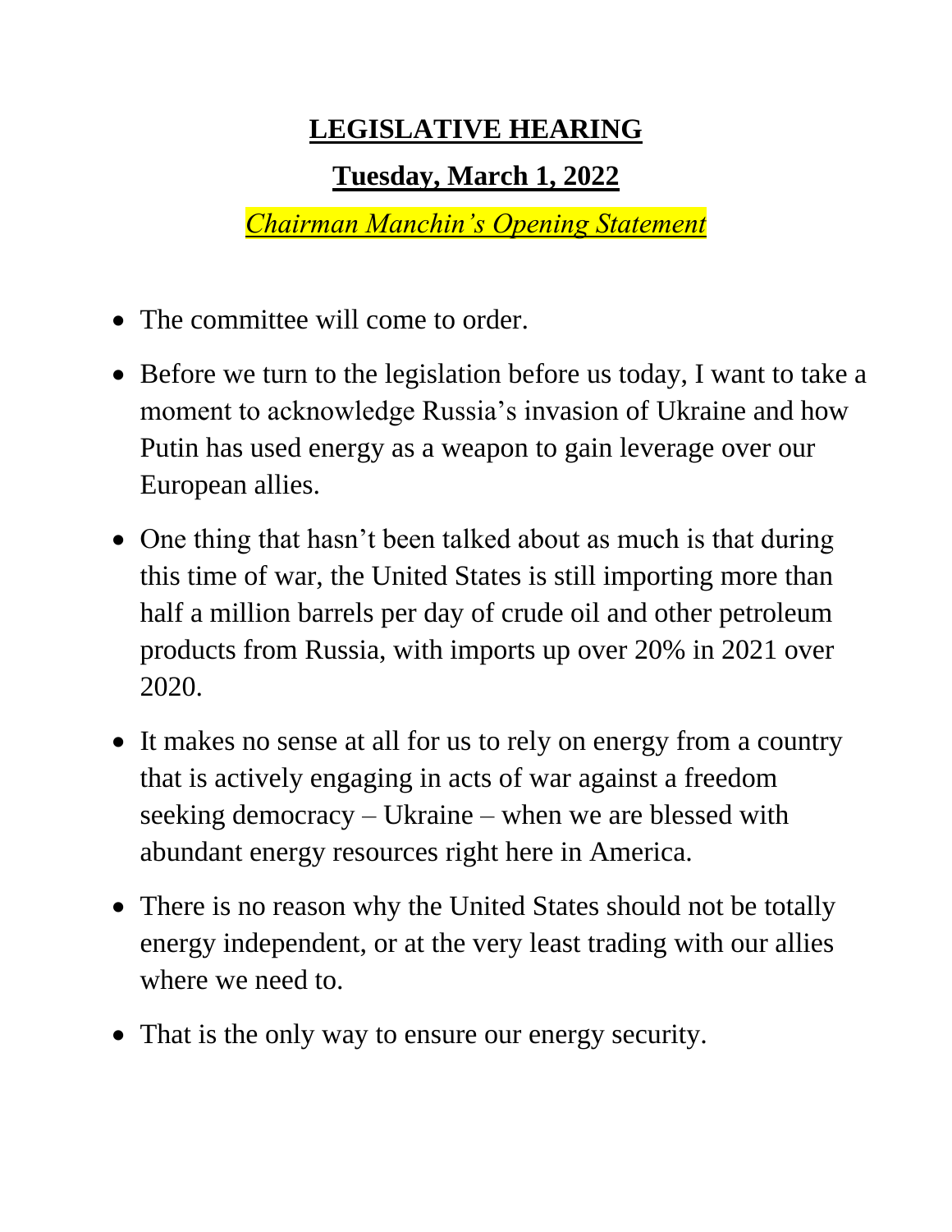# LEGISLATIVE HEARING

## Tuesday, March 1, 2022

*Chairman Manchin's Opening Statement*

- The committee will come to order.
- Before we turn to the legislation before us today, I want to take a moment to acknowledge Russia's invasion of Ukraine and how Putin has used energy as a weapon to gain leverage over our European allies.
- One thing that hasn't been talked about as much is that during this time of war, the United States is still importing more than half a million barrels per day of crude oil and other petroleum products from Russia, with imports up over 20% in 2021 over 2020.
- It makes no sense at all for us to rely on energy from a country that is actively engaging in acts of war against a freedom seeking democracy – Ukraine – when we are blessed with abundant energy resources right here in America.
- There is no reason why the United States should not be totally energy independent, or at the very least trading with our allies where we need to.
- That is the only way to ensure our energy security.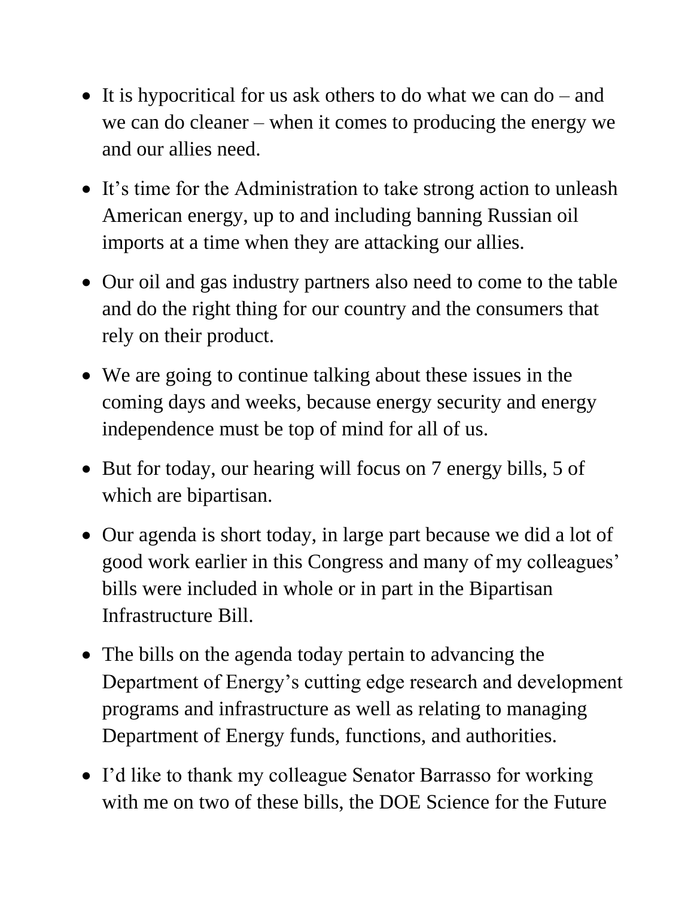- It is hypocritical for us ask others to do what we can do – and we can do cleaner – when it comes to producing the energy we and our allies need.
- It's time for the Administration to take strong action to unleash American energy, up to and including banning Russian oil imports at a time when they are attacking our allies.
- Our oil and gas industry partners also need to come to the table and do the right thing for our country and the consumers that rely on their product.
- We are going to continue talking about these issues in the coming days and weeks, because energy security and energy independence must be top of mind for all of us.
- But for today, our hearing will focus on 7 energy bills, 5 of which are bipartisan.
- Our agenda is short today, in large part because we did a lot of good work earlier in this Congress and many of my colleagues' bills were included in whole or in part in the Bipartisan Infrastructure Bill.
- The bills on the agenda today pertain to advancing the Department of Energy's cutting edge research and development programs and infrastructure as well as relating to managing Department of Energy funds, functions, and authorities.
- I'd like to thank my colleague Senator Barrasso for working with me on two of these bills, the DOE Science for the Future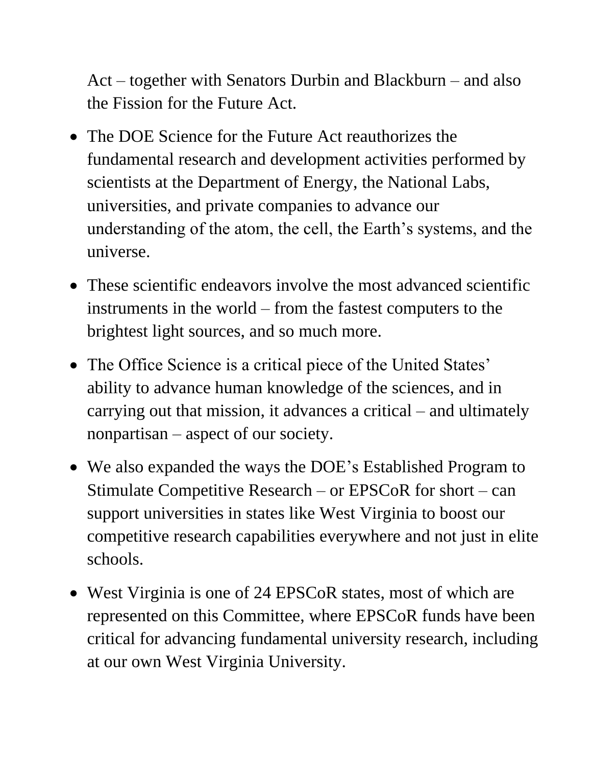Act – together with Senators Durbin and Blackburn – and also the Fission for the Future Act.

- The DOE Science for the Future Act reauthorizes the fundamental research and development activities performed by scientists at the Department of Energy, the National Labs, universities, and private companies to advance our understanding of the atom, the cell, the Earth's systems, and the universe.
- These scientific endeavors involve the most advanced scientific instruments in the world – from the fastest computers to the brightest light sources, and so much more.
- The Office Science is a critical piece of the United States' ability to advance human knowledge of the sciences, and in carrying out that mission, it advances a critical – and ultimately nonpartisan – aspect of our society.
- We also expanded the ways the DOE's Established Program to Stimulate Competitive Research – or EPSCoR for short – can support universities in states like West Virginia to boost our competitive research capabilities everywhere and not just in elite schools.
- West Virginia is one of 24 EPSCoR states, most of which are represented on this Committee, where EPSCoR funds have been critical for advancing fundamental university research, including at our own West Virginia University.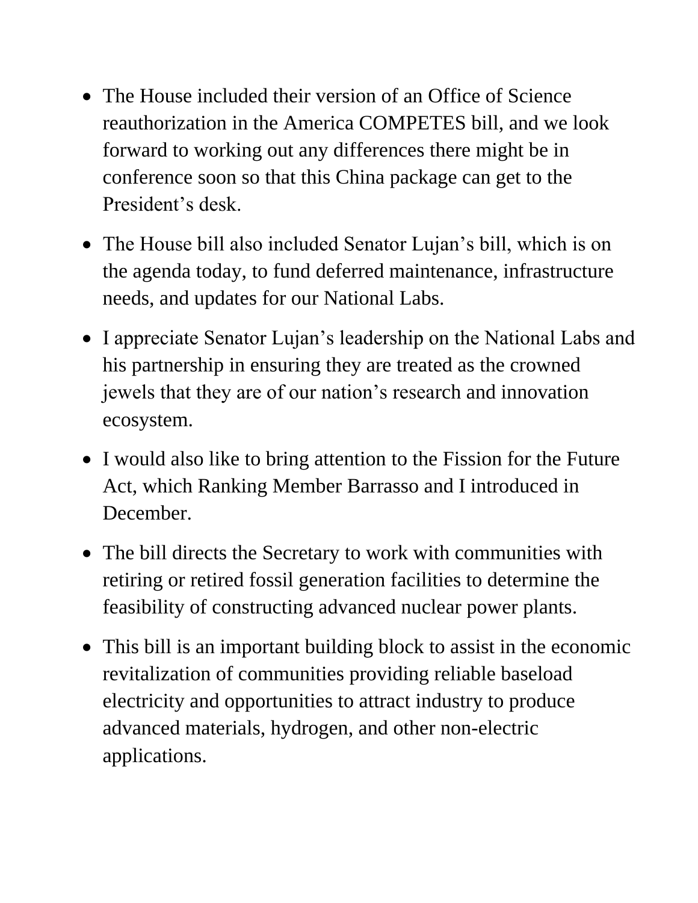- The House included their version of an Office of Science reauthorization in the America COMPETES bill, and we look forward to working out any differences there might be in conference soon so that this China package can get to the President's desk.
- The House bill also included Senator Lujan's bill, which is on the agenda today, to fund deferred maintenance, infrastructure needs, and updates for our National Labs.
- I appreciate Senator Lujan's leadership on the National Labs and his partnership in ensuring they are treated as the crowned jewels that they are of our nation's research and innovation ecosystem.
- I would also like to bring attention to the Fission for the Future Act, which Ranking Member Barrasso and I introduced in December.
- The bill directs the Secretary to work with communities with retiring or retired fossil generation facilities to determine the feasibility of constructing advanced nuclear power plants.
- This bill is an important building block to assist in the economic revitalization of communities providing reliable baseload electricity and opportunities to attract industry to produce advanced materials, hydrogen, and other non-electric applications.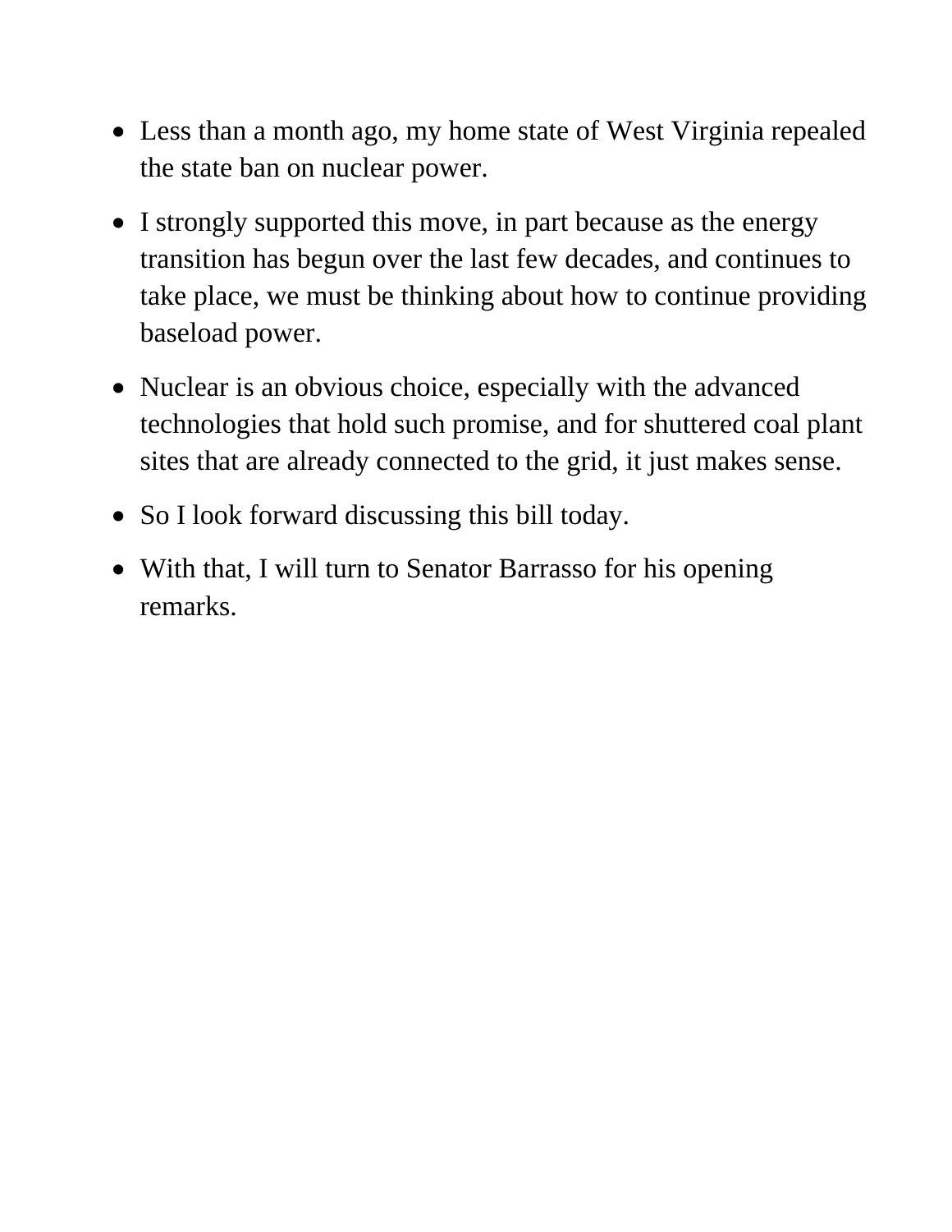- Less than a month ago, my home state of West Virginia repealed the state ban on nuclear power.
- I strongly supported this move, in part because as the energy transition has begun over the last few decades, and continues to take place, we must be thinking about how to continue providing baseload power.
- Nuclear is an obvious choice, especially with the advanced technologies that hold such promise, and for shuttered coal plant sites that are already connected to the grid, it just makes sense.
- So I look forward discussing this bill today.
- With that, I will turn to Senator Barrasso for his opening remarks.